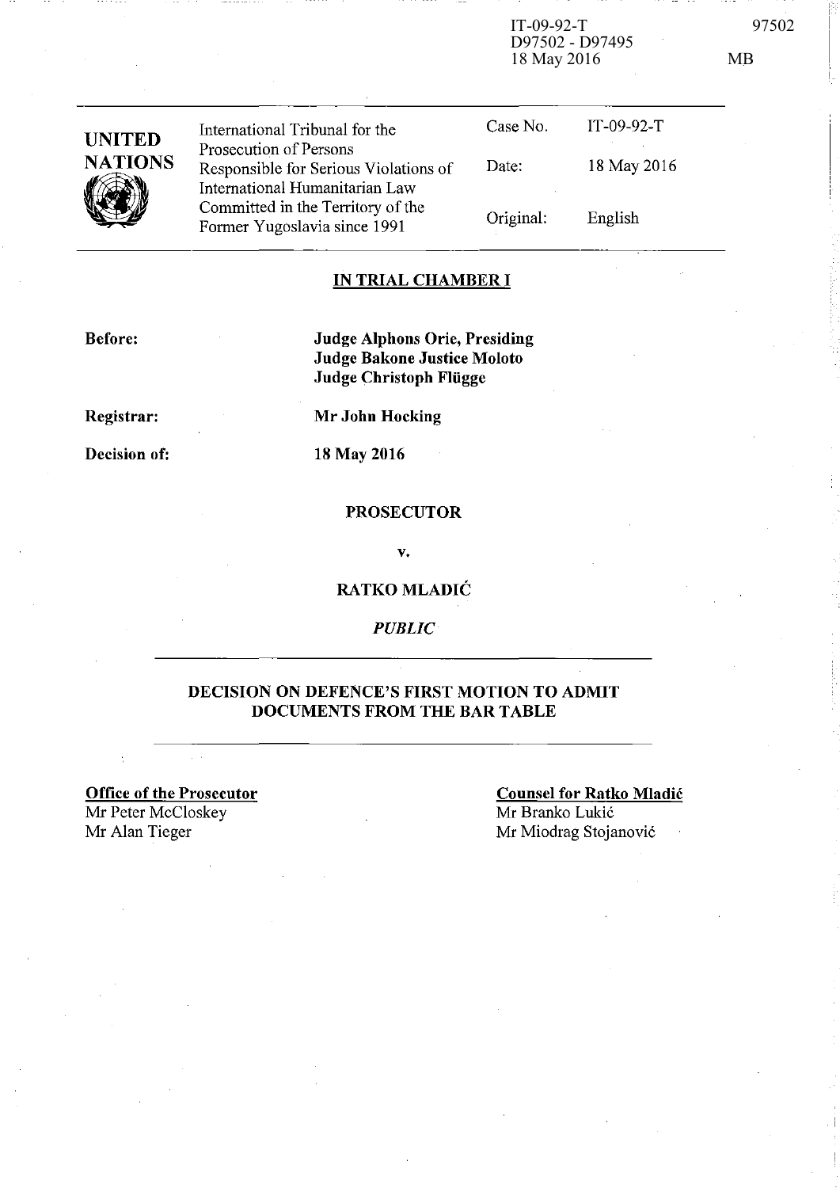IT-09-92-T
D97502 - D97495
18 May 2016

| UNITED NATIONS | International Tribunal for the Prosecution of Persons Responsible for Serious Violations of International Humanitarian Law Committed in the Territory of the Former Yugoslavia since 1991 | Case No. | IT-09-92-T |
|---|---|---|---|
| | | Date: | 18 May 2016 |
| | | Original: | English |

## IN TRIAL CHAMBER I

**Before:** **Judge Alphons Orie, Presiding**
**Judge Bakone Justice Moloto**
**Judge Christoph Flügge**

**Registrar:** **Mr John Hocking**

**Decision of:** **18 May 2016**

**PROSECUTOR**

**v.**

**RATKO MLADIĆ**

*PUBLIC*

## DECISION ON DEFENCE'S FIRST MOTION TO ADMIT DOCUMENTS FROM THE BAR TABLE

**Office of the Prosecutor**
Mr Peter McCloskey
Mr Alan Tieger

**Counsel for Ratko Mladić**
Mr Branko Lukić
Mr Miodrag Stojanović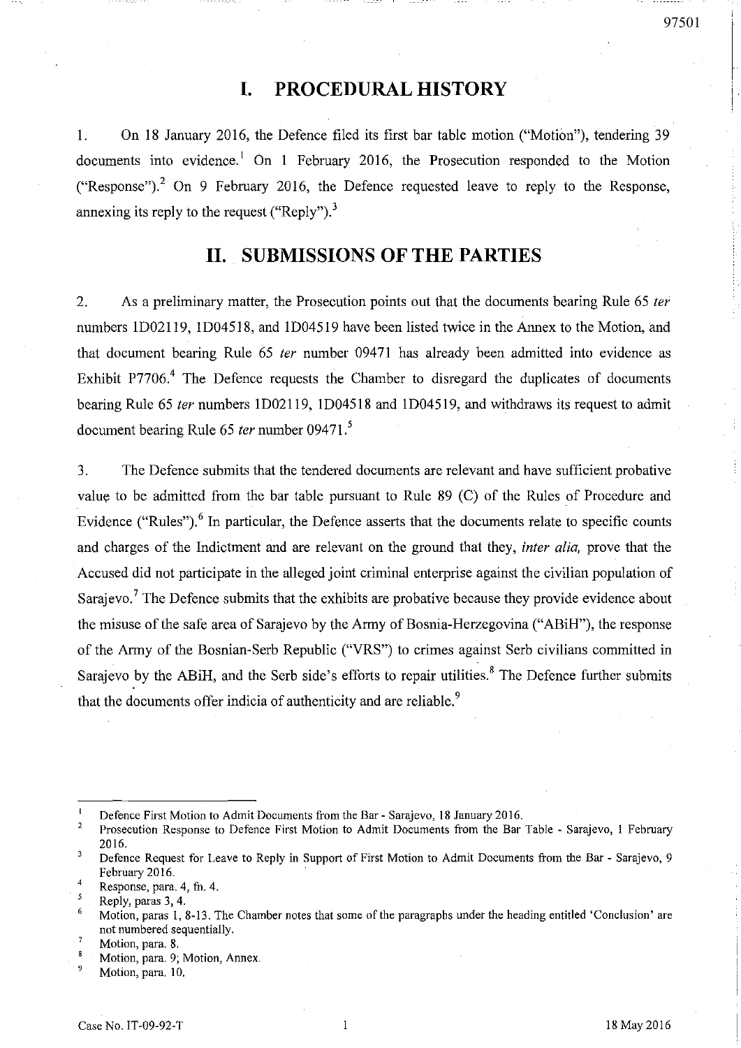# I. PROCEDURAL HISTORY

1. On 18 January 2016, the Defence filed its first bar table motion ("Motion"), tendering 39 documents into evidence.[1] On 1 February 2016, the Prosecution responded to the Motion ("Response").[2] On 9 February 2016, the Defence requested leave to reply to the Response, annexing its reply to the request ("Reply").[3]

# II. SUBMISSIONS OF THE PARTIES

2. As a preliminary matter, the Prosecution points out that the documents bearing Rule 65 *ter* numbers 1D02119, 1D04518, and 1D04519 have been listed twice in the Annex to the Motion, and that document bearing Rule 65 *ter* number 09471 has already been admitted into evidence as Exhibit P7706.[4] The Defence requests the Chamber to disregard the duplicates of documents bearing Rule 65 *ter* numbers 1D02119, 1D04518 and 1D04519, and withdraws its request to admit document bearing Rule 65 *ter* number 09471.[5]

3. The Defence submits that the tendered documents are relevant and have sufficient probative value to be admitted from the bar table pursuant to Rule 89 (C) of the Rules of Procedure and Evidence ("Rules").[6] In particular, the Defence asserts that the documents relate to specific counts and charges of the Indictment and are relevant on the ground that they, *inter alia,* prove that the Accused did not participate in the alleged joint criminal enterprise against the civilian population of Sarajevo.[7] The Defence submits that the exhibits are probative because they provide evidence about the misuse of the safe area of Sarajevo by the Army of Bosnia-Herzegovina ("ABiH"), the response of the Army of the Bosnian-Serb Republic ("VRS") to crimes against Serb civilians committed in Sarajevo by the ABiH, and the Serb side's efforts to repair utilities.[8] The Defence further submits that the documents offer indicia of authenticity and are reliable.[9]

---

[1] Defence First Motion to Admit Documents from the Bar - Sarajevo, 18 January 2016.

[2] Prosecution Response to Defence First Motion to Admit Documents from the Bar Table - Sarajevo, 1 February 2016.

[3] Defence Request for Leave to Reply in Support of First Motion to Admit Documents from the Bar - Sarajevo, 9 February 2016.

[4] Response, para. 4, fn. 4.

[5] Reply, paras 3, 4.

[6] Motion, paras 1, 8-13. The Chamber notes that some of the paragraphs under the heading entitled 'Conclusion' are not numbered sequentially.

[7] Motion, para. 8.

[8] Motion, para. 9; Motion, Annex.

[9] Motion, para. 10.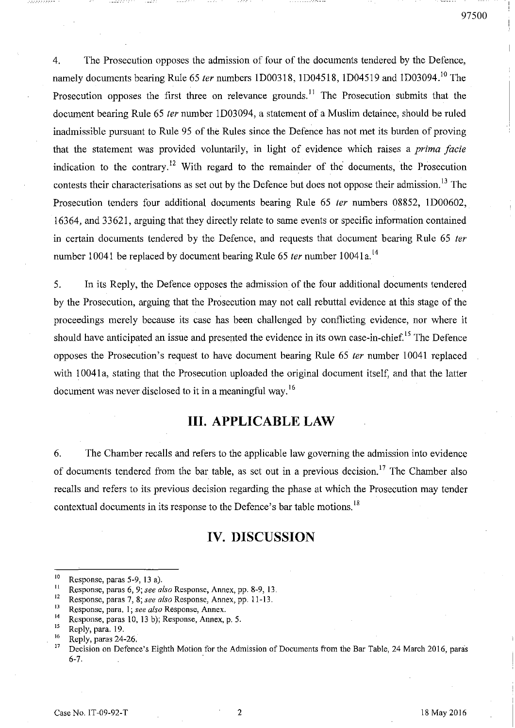4. The Prosecution opposes the admission of four of the documents tendered by the Defence, namely documents bearing Rule 65 *ter* numbers 1D00318, 1D04518, 1D04519 and 1D03094.[10] The Prosecution opposes the first three on relevance grounds.[11] The Prosecution submits that the document bearing Rule 65 *ter* number 1D03094, a statement of a Muslim detainee, should be ruled inadmissible pursuant to Rule 95 of the Rules since the Defence has not met its burden of proving that the statement was provided voluntarily, in light of evidence which raises a *prima facie* indication to the contrary.[12] With regard to the remainder of the documents, the Prosecution contests their characterisations as set out by the Defence but does not oppose their admission.[13] The Prosecution tenders four additional documents bearing Rule 65 *ter* numbers 08852, 1D00602, 16364, and 33621, arguing that they directly relate to same events or specific information contained in certain documents tendered by the Defence, and requests that document bearing Rule 65 *ter* number 10041 be replaced by document bearing Rule 65 *ter* number 10041a.[14]

5. In its Reply, the Defence opposes the admission of the four additional documents tendered by the Prosecution, arguing that the Prosecution may not call rebuttal evidence at this stage of the proceedings merely because its case has been challenged by conflicting evidence, nor where it should have anticipated an issue and presented the evidence in its own case-in-chief.[15] The Defence opposes the Prosecution's request to have document bearing Rule 65 *ter* number 10041 replaced with 10041a, stating that the Prosecution uploaded the original document itself, and that the latter document was never disclosed to it in a meaningful way.[16]

## III. APPLICABLE LAW

6. The Chamber recalls and refers to the applicable law governing the admission into evidence of documents tendered from the bar table, as set out in a previous decision.[17] The Chamber also recalls and refers to its previous decision regarding the phase at which the Prosecution may tender contextual documents in its response to the Defence's bar table motions.[18]

## IV. DISCUSSION

---

[10] Response, paras 5-9, 13 a).

[11] Response, paras 6, 9; *see also* Response, Annex, pp. 8-9, 13.

[12] Response, paras 7, 8; *see also* Response, Annex, pp. 11-13.

[13] Response, para. 1; *see also* Response, Annex.

[14] Response, paras 10, 13 b); Response, Annex, p. 5.

[15] Reply, para. 19.

[16] Reply, paras 24-26.

[17] Decision on Defence's Eighth Motion for the Admission of Documents from the Bar Table, 24 March 2016, paras 6-7.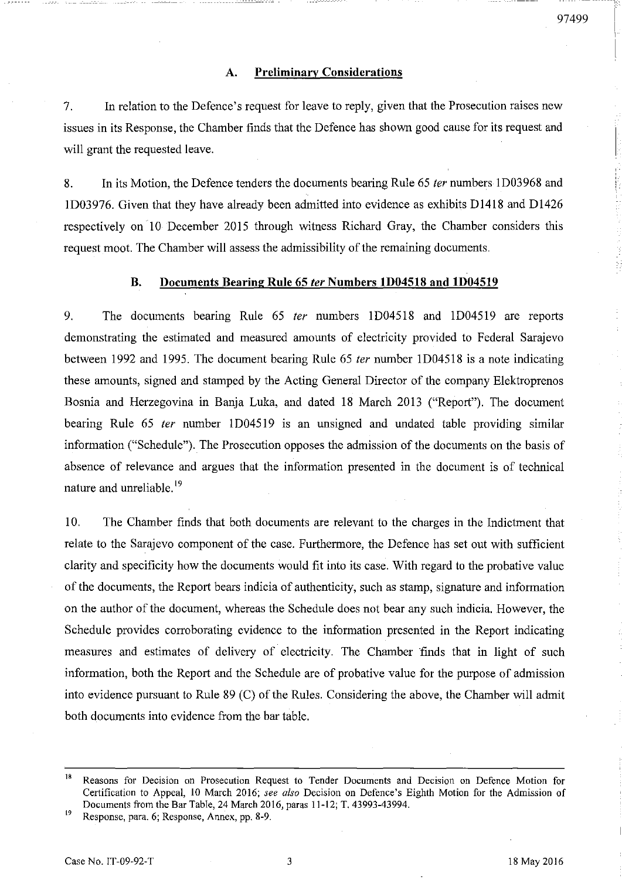### A. Preliminary Considerations

7. In relation to the Defence's request for leave to reply, given that the Prosecution raises new issues in its Response, the Chamber finds that the Defence has shown good cause for its request and will grant the requested leave.

8. In its Motion, the Defence tenders the documents bearing Rule 65 *ter* numbers 1D03968 and 1D03976. Given that they have already been admitted into evidence as exhibits D1418 and D1426 respectively on 10 December 2015 through witness Richard Gray, the Chamber considers this request moot. The Chamber will assess the admissibility of the remaining documents.

### B. Documents Bearing Rule 65 *ter* Numbers 1D04518 and 1D04519

9. The documents bearing Rule 65 *ter* numbers 1D04518 and 1D04519 are reports demonstrating the estimated and measured amounts of electricity provided to Federal Sarajevo between 1992 and 1995. The document bearing Rule 65 *ter* number 1D04518 is a note indicating these amounts, signed and stamped by the Acting General Director of the company Elektroprenos Bosnia and Herzegovina in Banja Luka, and dated 18 March 2013 ("Report"). The document bearing Rule 65 *ter* number 1D04519 is an unsigned and undated table providing similar information ("Schedule"). The Prosecution opposes the admission of the documents on the basis of absence of relevance and argues that the information presented in the document is of technical nature and unreliable.[19]

10. The Chamber finds that both documents are relevant to the charges in the Indictment that relate to the Sarajevo component of the case. Furthermore, the Defence has set out with sufficient clarity and specificity how the documents would fit into its case. With regard to the probative value of the documents, the Report bears indicia of authenticity, such as stamp, signature and information on the author of the document, whereas the Schedule does not bear any such indicia. However, the Schedule provides corroborating evidence to the information presented in the Report indicating measures and estimates of delivery of electricity. The Chamber finds that in light of such information, both the Report and the Schedule are of probative value for the purpose of admission into evidence pursuant to Rule 89 (C) of the Rules. Considering the above, the Chamber will admit both documents into evidence from the bar table.

---

[18] Reasons for Decision on Prosecution Request to Tender Documents and Decision on Defence Motion for Certification to Appeal, 10 March 2016; *see also* Decision on Defence's Eighth Motion for the Admission of Documents from the Bar Table, 24 March 2016, paras 11-12; T. 43993-43994.

[19] Response, para. 6; Response, Annex, pp. 8-9.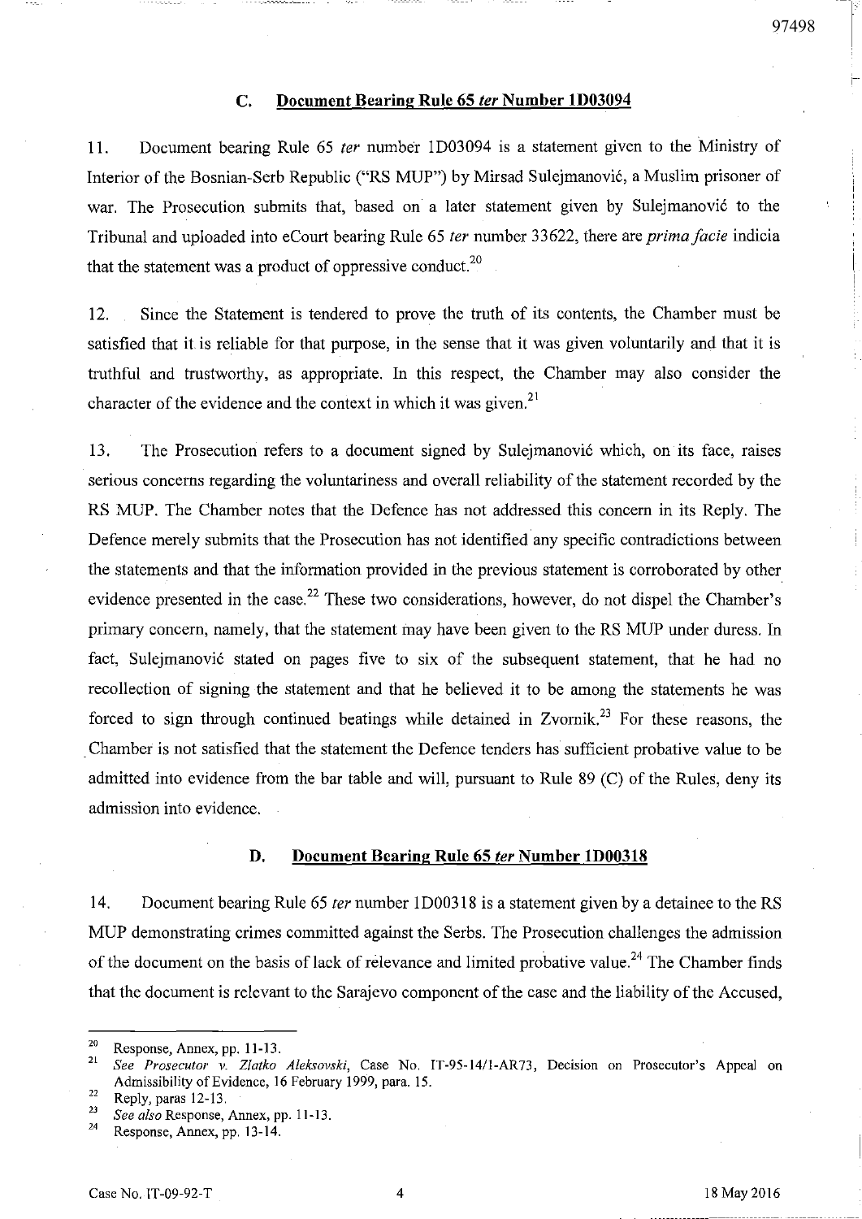### C. Document Bearing Rule 65 *ter* Number 1D03094

11. Document bearing Rule 65 *ter* number 1D03094 is a statement given to the Ministry of Interior of the Bosnian-Serb Republic ("RS MUP") by Mirsad Sulejmanović, a Muslim prisoner of war. The Prosecution submits that, based on a later statement given by Sulejmanović to the Tribunal and uploaded into eCourt bearing Rule 65 *ter* number 33622, there are *prima facie* indicia that the statement was a product of oppressive conduct.[20]

12. Since the Statement is tendered to prove the truth of its contents, the Chamber must be satisfied that it is reliable for that purpose, in the sense that it was given voluntarily and that it is truthful and trustworthy, as appropriate. In this respect, the Chamber may also consider the character of the evidence and the context in which it was given.[21]

13. The Prosecution refers to a document signed by Sulejmanović which, on its face, raises serious concerns regarding the voluntariness and overall reliability of the statement recorded by the RS MUP. The Chamber notes that the Defence has not addressed this concern in its Reply. The Defence merely submits that the Prosecution has not identified any specific contradictions between the statements and that the information provided in the previous statement is corroborated by other evidence presented in the case.[22] These two considerations, however, do not dispel the Chamber's primary concern, namely, that the statement may have been given to the RS MUP under duress. In fact, Sulejmanović stated on pages five to six of the subsequent statement, that he had no recollection of signing the statement and that he believed it to be among the statements he was forced to sign through continued beatings while detained in Zvornik.[23] For these reasons, the Chamber is not satisfied that the statement the Defence tenders has sufficient probative value to be admitted into evidence from the bar table and will, pursuant to Rule 89 (C) of the Rules, deny its admission into evidence.

### D. Document Bearing Rule 65 *ter* Number 1D00318

14. Document bearing Rule 65 *ter* number 1D00318 is a statement given by a detainee to the RS MUP demonstrating crimes committed against the Serbs. The Prosecution challenges the admission of the document on the basis of lack of relevance and limited probative value.[24] The Chamber finds that the document is relevant to the Sarajevo component of the case and the liability of the Accused,

---

[20] Response, Annex, pp. 11-13.

[21] *See Prosecutor v. Zlatko Aleksovski*, Case No. IT-95-14/1-AR73, Decision on Prosecutor's Appeal on Admissibility of Evidence, 16 February 1999, para. 15.

[22] Reply, paras 12-13.

[23] *See also* Response, Annex, pp. 11-13.

[24] Response, Annex, pp. 13-14.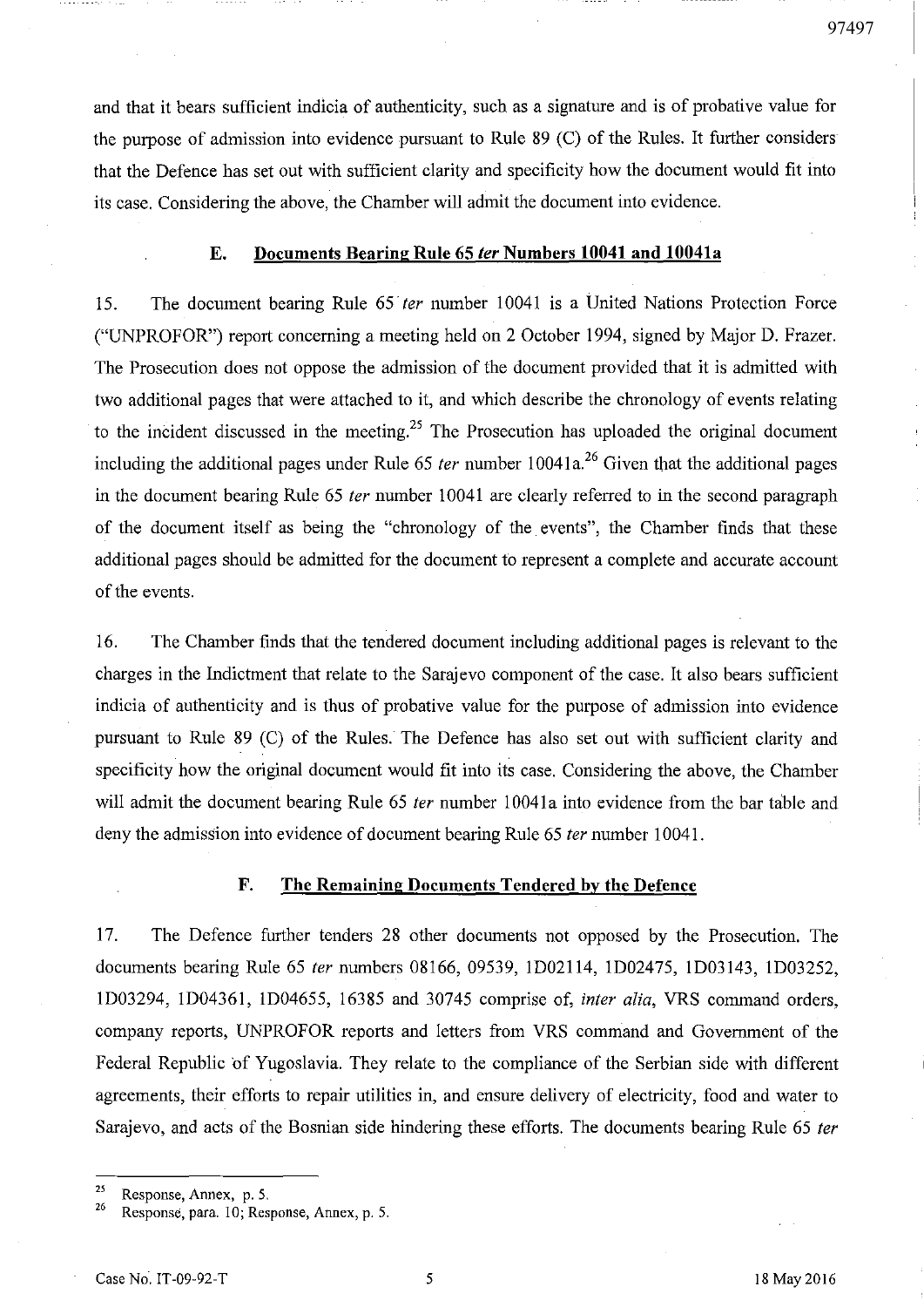and that it bears sufficient indicia of authenticity, such as a signature and is of probative value for the purpose of admission into evidence pursuant to Rule 89 (C) of the Rules. It further considers that the Defence has set out with sufficient clarity and specificity how the document would fit into its case. Considering the above, the Chamber will admit the document into evidence.

### E. Documents Bearing Rule 65 *ter* Numbers 10041 and 10041a

15. The document bearing Rule 65 *ter* number 10041 is a United Nations Protection Force ("UNPROFOR") report concerning a meeting held on 2 October 1994, signed by Major D. Frazer. The Prosecution does not oppose the admission of the document provided that it is admitted with two additional pages that were attached to it, and which describe the chronology of events relating to the incident discussed in the meeting.[25] The Prosecution has uploaded the original document including the additional pages under Rule 65 *ter* number 10041a.[26] Given that the additional pages in the document bearing Rule 65 *ter* number 10041 are clearly referred to in the second paragraph of the document itself as being the "chronology of the events", the Chamber finds that these additional pages should be admitted for the document to represent a complete and accurate account of the events.

16. The Chamber finds that the tendered document including additional pages is relevant to the charges in the Indictment that relate to the Sarajevo component of the case. It also bears sufficient indicia of authenticity and is thus of probative value for the purpose of admission into evidence pursuant to Rule 89 (C) of the Rules. The Defence has also set out with sufficient clarity and specificity how the original document would fit into its case. Considering the above, the Chamber will admit the document bearing Rule 65 *ter* number 10041a into evidence from the bar table and deny the admission into evidence of document bearing Rule 65 *ter* number 10041.

### F. The Remaining Documents Tendered by the Defence

17. The Defence further tenders 28 other documents not opposed by the Prosecution. The documents bearing Rule 65 *ter* numbers 08166, 09539, 1D02114, 1D02475, 1D03143, 1D03252, 1D03294, 1D04361, 1D04655, 16385 and 30745 comprise of, *inter alia*, VRS command orders, company reports, UNPROFOR reports and letters from VRS command and Government of the Federal Republic of Yugoslavia. They relate to the compliance of the Serbian side with different agreements, their efforts to repair utilities in, and ensure delivery of electricity, food and water to Sarajevo, and acts of the Bosnian side hindering these efforts. The documents bearing Rule 65 *ter*

---

[25] Response, Annex, p. 5.

[26] Response, para. 10; Response, Annex, p. 5.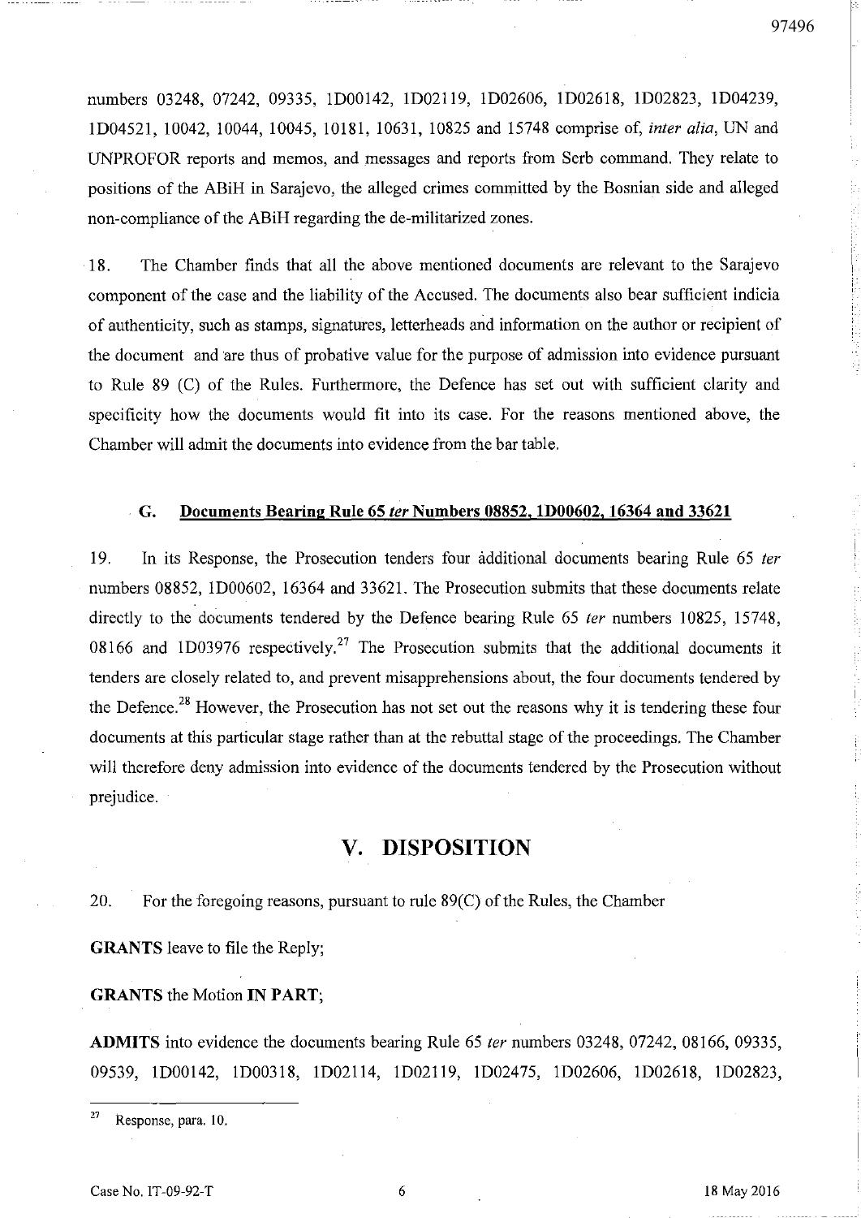numbers 03248, 07242, 09335, 1D00142, 1D02119, 1D02606, 1D02618, 1D02823, 1D04239, 1D04521, 10042, 10044, 10045, 10181, 10631, 10825 and 15748 comprise of, *inter alia*, UN and UNPROFOR reports and memos, and messages and reports from Serb command. They relate to positions of the ABiH in Sarajevo, the alleged crimes committed by the Bosnian side and alleged non-compliance of the ABiH regarding the de-militarized zones.

18. The Chamber finds that all the above mentioned documents are relevant to the Sarajevo component of the case and the liability of the Accused. The documents also bear sufficient indicia of authenticity, such as stamps, signatures, letterheads and information on the author or recipient of the document and are thus of probative value for the purpose of admission into evidence pursuant to Rule 89 (C) of the Rules. Furthermore, the Defence has set out with sufficient clarity and specificity how the documents would fit into its case. For the reasons mentioned above, the Chamber will admit the documents into evidence from the bar table.

### G. Documents Bearing Rule 65 *ter* Numbers 08852, 1D00602, 16364 and 33621

19. In its Response, the Prosecution tenders four additional documents bearing Rule 65 *ter* numbers 08852, 1D00602, 16364 and 33621. The Prosecution submits that these documents relate directly to the documents tendered by the Defence bearing Rule 65 *ter* numbers 10825, 15748, 08166 and 1D03976 respectively.[27] The Prosecution submits that the additional documents it tenders are closely related to, and prevent misapprehensions about, the four documents tendered by the Defence.[28] However, the Prosecution has not set out the reasons why it is tendering these four documents at this particular stage rather than at the rebuttal stage of the proceedings. The Chamber will therefore deny admission into evidence of the documents tendered by the Prosecution without prejudice.

## V. DISPOSITION

20. For the foregoing reasons, pursuant to rule 89(C) of the Rules, the Chamber

**GRANTS** leave to file the Reply;

**GRANTS** the Motion **IN PART**;

**ADMITS** into evidence the documents bearing Rule 65 *ter* numbers 03248, 07242, 08166, 09335, 09539, 1D00142, 1D00318, 1D02114, 1D02119, 1D02475, 1D02606, 1D02618, 1D02823,

[27] Response, para. 10.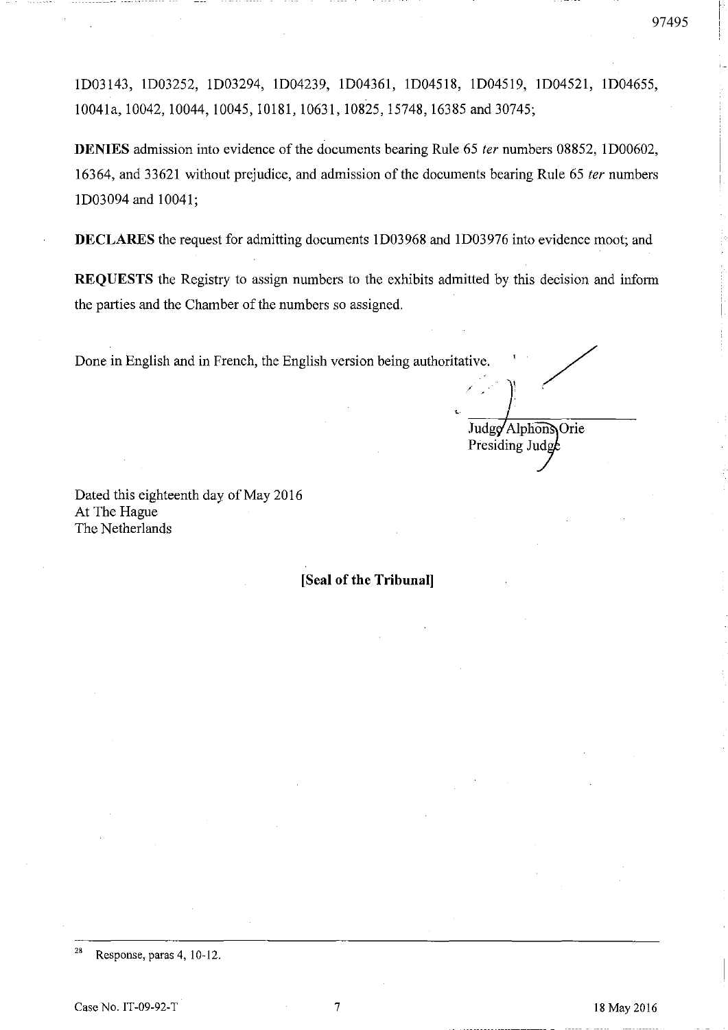1D03143, 1D03252, 1D03294, 1D04239, 1D04361, 1D04518, 1D04519, 1D04521, 1D04655, 10041a, 10042, 10044, 10045, 10181, 10631, 10825, 15748, 16385 and 30745;

**DENIES** admission into evidence of the documents bearing Rule 65 *ter* numbers 08852, 1D00602, 16364, and 33621 without prejudice, and admission of the documents bearing Rule 65 *ter* numbers 1D03094 and 10041;

**DECLARES** the request for admitting documents 1D03968 and 1D03976 into evidence moot; and

**REQUESTS** the Registry to assign numbers to the exhibits admitted by this decision and inform the parties and the Chamber of the numbers so assigned.

Done in English and in French, the English version being authoritative.

Judge Alphons Orie
Presiding Judge

Dated this eighteenth day of May 2016
At The Hague
The Netherlands

**[Seal of the Tribunal]**

---

[28] Response, paras 4, 10-12.